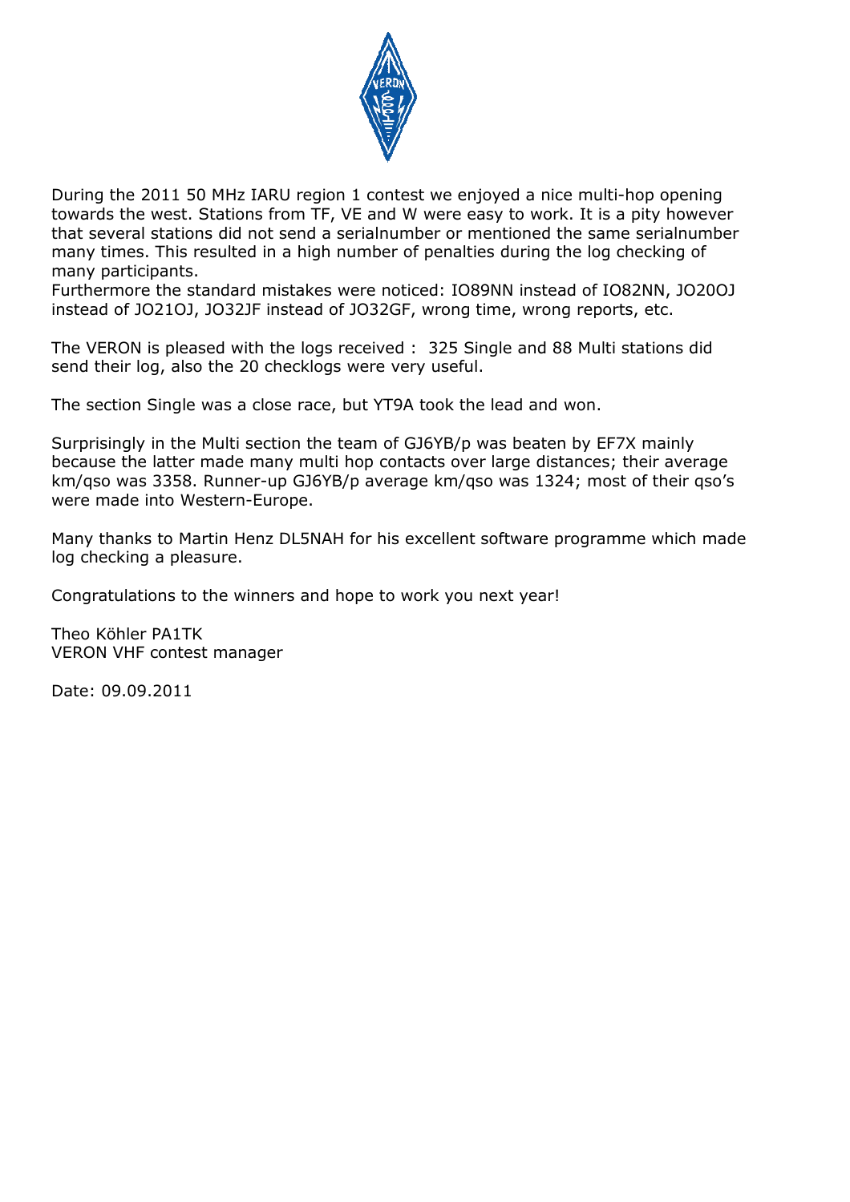During the 2011 50 MHz IARU region 1 contest we enjoyed a nice multi-hop opening towards the west. Stations from TF, VE and W were easy to work. It is a pity however that several stations did not send a serialnumber or mentioned the same serialnumber many times. This resulted in a high number of penalties during the log checking of many participants.
Furthermore the standard mistakes were noticed: IO89NN instead of IO82NN, JO20OJ instead of JO21OJ, JO32JF instead of JO32GF, wrong time, wrong reports, etc.

The VERON is pleased with the logs received : 325 Single and 88 Multi stations did send their log, also the 20 checklogs were very useful.

The section Single was a close race, but YT9A took the lead and won.

Surprisingly in the Multi section the team of GJ6YB/p was beaten by EF7X mainly because the latter made many multi hop contacts over large distances; their average km/qso was 3358. Runner-up GJ6YB/p average km/qso was 1324; most of their qso's were made into Western-Europe.

Many thanks to Martin Henz DL5NAH for his excellent software programme which made log checking a pleasure.

Congratulations to the winners and hope to work you next year!

Theo Köhler PA1TK
VERON VHF contest manager

Date: 09.09.2011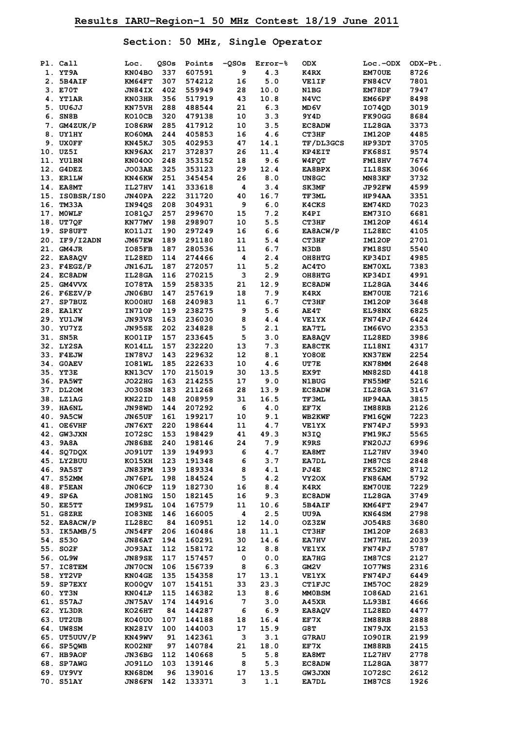## Results IARU-Region-1 50 MHz Contest 18/19 June 2011

### Section: 50 MHz, Single Operator

| Pl. | Call | Loc. | QSOs | Points | -QSOs | Error-% | ODX | Loc.-ODX | ODX-Pt. |
|---|---|---|---|---|---|---|---|---|---|
| 1. | YT9A | KN04BO | 337 | 607591 | 9 | 4.3 | K4RX | EM70UE | 8726 |
| 2. | 5B4AIF | KM64FT | 307 | 574212 | 16 | 5.0 | VE1IF | FN84CV | 7801 |
| 3. | E70T | JN84IX | 402 | 559949 | 28 | 10.0 | N1BG | EM78DF | 7947 |
| 4. | YT1AR | KN03HR | 356 | 517919 | 43 | 10.8 | N4VC | EM66PF | 8498 |
| 5. | UU6JJ | KN75VH | 288 | 488544 | 21 | 6.3 | MD6V | IO74QD | 3019 |
| 6. | SN8B | KO10CB | 320 | 479138 | 10 | 3.3 | 9Y4D | FK90GG | 8684 |
| 7. | GM4ZUK/P | IO86RW | 285 | 417912 | 10 | 3.5 | EC8ADW | IL28GA | 3373 |
| 8. | UY1HY | KO60MA | 244 | 405853 | 16 | 4.6 | CT3HF | IM12OP | 4485 |
| 9. | UX0FF | KN45KJ | 305 | 402953 | 47 | 14.1 | TF/DL3GCS | HP93DT | 3705 |
| 10. | UZ5I | KN96AX | 217 | 372837 | 26 | 11.4 | KP4EIT | FK68SI | 9574 |
| 11. | YU1BN | KN04OO | 248 | 353152 | 18 | 9.6 | W4FQT | FM18HV | 7674 |
| 12. | G4DEZ | JO03AE | 325 | 353123 | 29 | 12.4 | EA8BPX | IL18SK | 3066 |
| 13. | ER1LW | KN46KW | 251 | 345454 | 26 | 8.0 | UN8GC | MN83KF | 3732 |
| 14. | EA8MT | IL27HV | 141 | 333618 | 4 | 3.4 | SK3MF | JP92FW | 4599 |
| 15. | IS0BSR/IS0 | JN40PA | 222 | 311720 | 40 | 16.7 | TF3ML | HP94AA | 3351 |
| 16. | TM33A | IN94QS | 208 | 304931 | 9 | 6.0 | K4CKS | EM74KD | 7023 |
| 17. | M0WLF | IO81QJ | 257 | 299670 | 15 | 7.2 | K4PI | EM73IO | 6681 |
| 18. | UT7QF | KN77MV | 198 | 298907 | 10 | 5.5 | CT3HF | IM12OP | 4614 |
| 19. | SP8UFT | KO11JI | 190 | 297249 | 16 | 6.6 | EA8ACW/P | IL28EC | 4105 |
| 20. | IF9/I2ADN | JM67EW | 189 | 291180 | 11 | 5.4 | CT3HF | IM12OP | 2701 |
| 21. | GM4JR | IO85FB | 187 | 280536 | 11 | 6.7 | N3DB | FM18SU | 5540 |
| 22. | EA8AQV | IL28ED | 114 | 274466 | 4 | 2.4 | OH8HTG | KP34DI | 4985 |
| 23. | F4EGZ/P | JN16JL | 187 | 272057 | 11 | 5.2 | AC4TO | EM70XL | 7383 |
| 24. | EC8ADW | IL28GA | 116 | 270215 | 3 | 2.9 | OH8HTG | KP34DI | 4991 |
| 25. | GM4VVX | IO78TA | 159 | 258335 | 21 | 12.9 | EC8ADW | IL28GA | 3446 |
| 26. | F6EZV/P | JN06BU | 147 | 257619 | 18 | 7.9 | K4RX | EM70UE | 7216 |
| 27. | SP7BUZ | KO00HU | 168 | 240983 | 11 | 6.7 | CT3HF | IM12OP | 3648 |
| 28. | EA1KY | IN71OP | 119 | 238275 | 9 | 5.6 | AE4T | EL98NX | 6825 |
| 29. | YU1JW | JN93VS | 163 | 236030 | 8 | 4.4 | VE1YX | FN74PJ | 6424 |
| 30. | YU7YZ | JN95SE | 202 | 234828 | 5 | 2.1 | EA7TL | IM66VO | 2353 |
| 31. | SN5R | KO01IP | 157 | 233645 | 5 | 3.0 | EA8AQV | IL28ED | 3986 |
| 32. | LY2SA | KO14LL | 157 | 232220 | 13 | 7.3 | EA8CTK | IL18NI | 4317 |
| 33. | F4EJW | IN78VJ | 143 | 229632 | 12 | 8.1 | YO8OE | KN37EW | 2254 |
| 34. | G0AEV | IO81WL | 185 | 222633 | 10 | 4.6 | UT7E | KN78MM | 2648 |
| 35. | YT3E | KN13CV | 170 | 215019 | 30 | 13.5 | EX9T | MN82SD | 4418 |
| 36. | PA5WT | JO22HG | 163 | 214255 | 17 | 9.0 | N1BUG | FN55MF | 5216 |
| 37. | DL2OM | JO30SN | 183 | 211268 | 28 | 13.9 | EC8ADW | IL28GA | 3167 |
| 38. | LZ1AG | KN22ID | 148 | 208959 | 31 | 16.5 | TF3ML | HP94AA | 3815 |
| 39. | HA6NL | JN98WD | 144 | 207292 | 6 | 4.0 | EF7X | IM88RB | 2126 |
| 40. | 9A5CW | JN65UF | 161 | 199217 | 10 | 9.1 | WB2KWF | FM16QW | 7223 |
| 41. | OE6VHF | JN76XT | 220 | 198644 | 11 | 4.7 | VE1YX | FN74PJ | 5993 |
| 42. | GW3JXN | IO72SC | 153 | 198429 | 41 | 49.3 | N3IQ | FM19KJ | 5565 |
| 43. | 9A8A | JN86BE | 240 | 198146 | 24 | 7.9 | K9RS | FN20JJ | 6996 |
| 44. | SQ7DQX | JO91UT | 139 | 194993 | 6 | 4.7 | EA8MT | IL27HV | 3940 |
| 45. | LY2BUU | KO15XH | 123 | 191348 | 6 | 3.7 | EA7DL | IM87CS | 2848 |
| 46. | 9A5ST | JN83FM | 139 | 189334 | 8 | 4.1 | PJ4E | FK52NC | 8712 |
| 47. | S52MM | JN76PL | 198 | 184524 | 5 | 4.2 | VY2OX | FN86AM | 5792 |
| 48. | F5EAN | JN06CP | 119 | 182730 | 16 | 8.4 | K4RX | EM70UE | 7229 |
| 49. | SP6A | JO81NG | 150 | 182145 | 16 | 9.3 | EC8ADW | IL28GA | 3749 |
| 50. | EE5TT | IM99SL | 104 | 167579 | 11 | 10.6 | 5B4AIF | KM64FT | 2947 |
| 51. | G8ZRE | IO83NE | 146 | 166005 | 4 | 2.5 | UU9A | KN64SM | 2798 |
| 52. | EA8ACW/P | IL28EC | 84 | 160951 | 12 | 14.0 | OZ3ZW | JO54RS | 3680 |
| 53. | IK5AMB/5 | JN54FF | 206 | 160486 | 18 | 11.1 | CT3HF | IM12OP | 2683 |
| 54. | S53O | JN86AT | 194 | 160291 | 30 | 14.6 | EA7HV | IM77HL | 2039 |
| 55. | SO2F | JO93AI | 112 | 158172 | 12 | 8.8 | VE1YX | FN74PJ | 5787 |
| 56. | OL9W | JN89SE | 117 | 157457 | 0 | 0.0 | EA7HG | IM87CS | 2127 |
| 57. | IC8TEM | JN70CN | 106 | 156739 | 8 | 6.3 | GM2V | IO77WS | 2316 |
| 58. | YT2VP | KN04GE | 135 | 154358 | 17 | 13.1 | VE1YX | FN74PJ | 6449 |
| 59. | SP7EXY | KO00QV | 107 | 154151 | 33 | 23.3 | CT1FJC | IM57OC | 2829 |
| 60. | YT3N | KN04LP | 115 | 146382 | 13 | 8.6 | MM0BSM | IO86AD | 2161 |
| 61. | S57AJ | JN75AV | 174 | 144916 | 7 | 3.0 | A45XR | LL93BI | 4666 |
| 62. | YL3DR | KO26HT | 84 | 144287 | 6 | 6.9 | EA8AQV | IL28ED | 4477 |
| 63. | UT2UB | KO40UO | 107 | 144188 | 18 | 16.4 | EF7X | IM88RB | 2888 |
| 64. | UW8SM | KN28IV | 100 | 144003 | 17 | 15.9 | G8T | IN79JX | 2153 |
| 65. | UT5UUV/P | KN49WV | 91 | 142361 | 3 | 3.1 | G7RAU | IO90IR | 2199 |
| 66. | SP5QWB | KO02NF | 97 | 140784 | 21 | 18.0 | EF7X | IM88RB | 2415 |
| 67. | HB9AOF | JN36BG | 112 | 140668 | 5 | 5.8 | EA8MT | IL27HV | 2778 |
| 68. | SP7AWG | JO91LO | 103 | 139146 | 8 | 5.3 | EC8ADW | IL28GA | 3877 |
| 69. | UY9VY | KN68DM | 96 | 139016 | 17 | 13.5 | GW3JXN | IO72SC | 2612 |
| 70. | S51AY | JN86FN | 142 | 133371 | 3 | 1.1 | EA7DL | IM87CS | 1926 |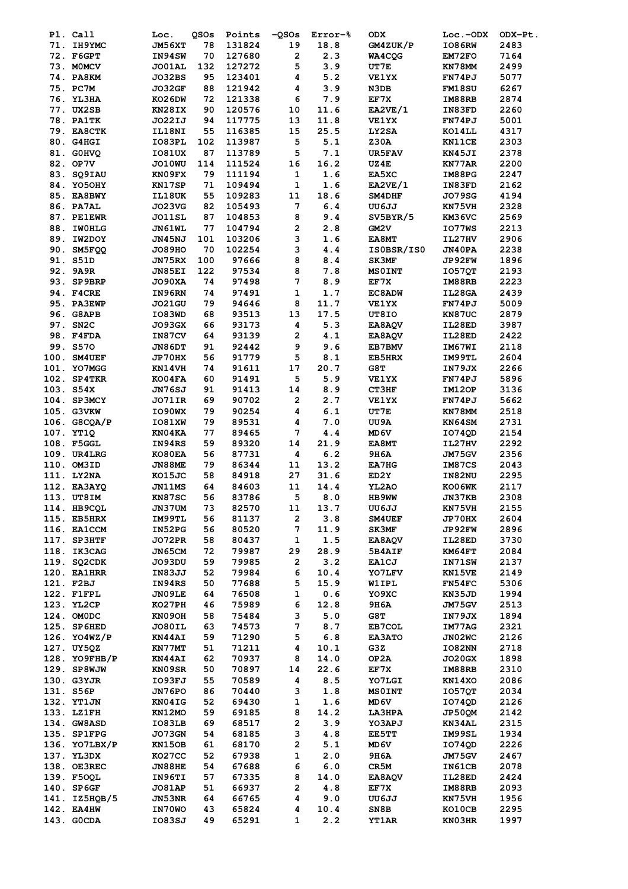| Pl. | Call | Loc. | QSOs | Points | -QSOs | Error-% | ODX | Loc.-ODX | ODX-Pt. |
|---|---|---|---|---|---|---|---|---|---|
| 71. | IH9YMC | JM56XT | 78 | 131824 | 19 | 18.8 | GM4ZUK/P | IO86RW | 2483 |
| 72. | F6GPT | IN94SW | 70 | 127680 | 2 | 2.3 | WA4CQG | EM72FO | 7164 |
| 73. | M0MCV | JO01AL | 132 | 127272 | 5 | 3.9 | UT7E | KN78MM | 2499 |
| 74. | PA8KM | JO32BS | 95 | 123401 | 4 | 5.2 | VE1YX | FN74PJ | 5077 |
| 75. | PC7M | JO32GF | 88 | 121942 | 4 | 3.9 | N3DB | FM18SU | 6267 |
| 76. | YL3HA | KO26DW | 72 | 121338 | 6 | 7.9 | EF7X | IM88RB | 2874 |
| 77. | UX2SB | KN28IX | 90 | 120576 | 10 | 11.6 | EA2VE/1 | IN83FD | 2260 |
| 78. | PA1TK | JO22IJ | 94 | 117775 | 13 | 11.8 | VE1YX | FN74PJ | 5001 |
| 79. | EA8CTK | IL18NI | 55 | 116385 | 15 | 25.5 | LY2SA | KO14LL | 4317 |
| 80. | G4HGI | IO83PL | 102 | 113987 | 5 | 5.1 | Z30A | KN11CE | 2303 |
| 81. | G0HVQ | IO81UX | 87 | 113789 | 5 | 7.1 | UR5FAV | KN45JI | 2378 |
| 82. | OP7V | JO10WU | 114 | 111524 | 16 | 16.2 | UZ4E | KN77AR | 2200 |
| 83. | SQ9IAU | KN09FX | 79 | 111194 | 1 | 1.6 | EA5XC | IM88PG | 2247 |
| 84. | YO5OHY | KN17SP | 71 | 109494 | 1 | 1.6 | EA2VE/1 | IN83FD | 2162 |
| 85. | EA8BWY | IL18UK | 55 | 109283 | 11 | 18.6 | SM4DHF | JO79SG | 4194 |
| 86. | PA7AL | JO23VG | 82 | 105493 | 7 | 6.4 | UU6JJ | KN75VH | 2328 |
| 87. | PE1EWR | JO11SL | 87 | 104853 | 8 | 9.4 | SV5BYR/5 | KM36VC | 2569 |
| 88. | IW0HLG | JN61WL | 77 | 104794 | 2 | 2.8 | GM2V | IO77WS | 2213 |
| 89. | IW2DOY | JN45NJ | 101 | 103206 | 3 | 1.6 | EA8MT | IL27HV | 2906 |
| 90. | SM5FQQ | JO89HO | 70 | 102254 | 3 | 4.4 | IS0BSR/IS0 | JN40PA | 2238 |
| 91. | S51D | JN75RX | 100 | 97666 | 8 | 8.4 | SK3MF | JP92FW | 1896 |
| 92. | 9A9R | JN85EI | 122 | 97534 | 8 | 7.8 | MS0INT | IO57QT | 2193 |
| 93. | SP9BRP | JO90XA | 74 | 97498 | 7 | 8.9 | EF7X | IM88RB | 2223 |
| 94. | F4CRE | IN96RN | 74 | 97491 | 1 | 1.7 | EC8ADW | IL28GA | 2439 |
| 95. | PA3EWP | JO21GU | 79 | 94646 | 8 | 11.7 | VE1YX | FN74PJ | 5009 |
| 96. | G8APB | IO83WD | 68 | 93513 | 13 | 17.5 | UT8IO | KN87UC | 2879 |
| 97. | SN2C | JO93GX | 66 | 93173 | 4 | 5.3 | EA8AQV | IL28ED | 3987 |
| 98. | F4FDA | IN87CV | 64 | 93139 | 2 | 4.1 | EA8AQV | IL28ED | 2422 |
| 99. | S57O | JN86DT | 91 | 92442 | 9 | 9.6 | EB7BMV | IM67WI | 2118 |
| 100. | SM4UEF | JP70HX | 56 | 91779 | 5 | 8.1 | EB5HRX | IM99TL | 2604 |
| 101. | YO7MGG | KN14VH | 74 | 91611 | 17 | 20.7 | G8T | IN79JX | 2266 |
| 102. | SP4TKR | KO04FA | 60 | 91491 | 5 | 5.9 | VE1YX | FN74PJ | 5896 |
| 103. | S54X | JN76SJ | 91 | 91413 | 14 | 8.9 | CT3HF | IM12OP | 3136 |
| 104. | SP3MCY | JO71IR | 69 | 90702 | 2 | 2.7 | VE1YX | FN74PJ | 5662 |
| 105. | G3VKW | IO90WX | 79 | 90254 | 4 | 6.1 | UT7E | KN78MM | 2518 |
| 106. | G8CQA/P | IO81XW | 79 | 89531 | 4 | 7.0 | UU9A | KN64SM | 2731 |
| 107. | YT1Q | KN04KA | 77 | 89465 | 7 | 4.4 | MD6V | IO74QD | 2154 |
| 108. | F5GGL | IN94RS | 59 | 89320 | 14 | 21.9 | EA8MT | IL27HV | 2292 |
| 109. | UR4LRG | KO80EA | 56 | 87731 | 4 | 6.2 | 9H6A | JM75GV | 2356 |
| 110. | OM3ID | JN88ME | 79 | 86344 | 11 | 13.2 | EA7HG | IM87CS | 2043 |
| 111. | LY2NA | KO15JC | 58 | 84918 | 27 | 31.6 | ED2Y | IN82NU | 2295 |
| 112. | EA3AYQ | JN11MS | 64 | 84603 | 11 | 14.4 | YL2AO | KO06WK | 2117 |
| 113. | UT8IM | KN87SC | 56 | 83786 | 5 | 8.0 | HB9WW | JN37KB | 2308 |
| 114. | HB9CQL | JN37UM | 73 | 82570 | 11 | 13.7 | UU6JJ | KN75VH | 2155 |
| 115. | EB5HRX | IM99TL | 56 | 81137 | 2 | 3.8 | SM4UEF | JP70HX | 2604 |
| 116. | EA1CCM | IN52PG | 56 | 80520 | 7 | 11.9 | SK3MF | JP92FW | 2896 |
| 117. | SP3HTF | JO72PR | 58 | 80437 | 1 | 1.5 | EA8AQV | IL28ED | 3730 |
| 118. | IK3CAG | JN65CM | 72 | 79987 | 29 | 28.9 | 5B4AIF | KM64FT | 2084 |
| 119. | SQ2CDK | JO93DU | 59 | 79985 | 2 | 3.2 | EA1CJ | IN71SW | 2137 |
| 120. | EA1HRR | IN83JJ | 52 | 79984 | 6 | 10.4 | YO7LFV | KN15VE | 2149 |
| 121. | F2BJ | IN94RS | 50 | 77688 | 5 | 15.9 | W1IPL | FN54FC | 5306 |
| 122. | F1FPL | JN09LE | 64 | 76508 | 1 | 0.6 | YO9XC | KN35JD | 1994 |
| 123. | YL2CP | KO27PH | 46 | 75989 | 6 | 12.8 | 9H6A | JM75GV | 2513 |
| 124. | OM0DC | KN09OH | 58 | 75484 | 3 | 5.0 | G8T | IN79JX | 1894 |
| 125. | SP6HED | JO80IL | 63 | 74573 | 7 | 8.7 | EB7COL | IM77AG | 2321 |
| 126. | YO4WZ/P | KN44AI | 59 | 71290 | 5 | 6.8 | EA3ATO | JN02WC | 2126 |
| 127. | UY5QZ | KN77MT | 51 | 71211 | 4 | 10.1 | G3Z | IO82NN | 2718 |
| 128. | YO9FHB/P | KN44AI | 62 | 70937 | 8 | 14.0 | OP2A | JO20GX | 1898 |
| 129. | SP8WJW | KN09SR | 50 | 70897 | 14 | 22.6 | EF7X | IM88RB | 2310 |
| 130. | G3YJR | IO93FJ | 55 | 70589 | 4 | 8.5 | YO7LGI | KN14XO | 2086 |
| 131. | S56P | JN76PO | 86 | 70440 | 3 | 1.8 | MS0INT | IO57QT | 2034 |
| 132. | YT1JN | KN04IG | 52 | 69430 | 1 | 1.6 | MD6V | IO74QD | 2126 |
| 133. | LZ1FH | KN12MO | 59 | 69185 | 8 | 14.2 | LA3HPA | JP50QM | 2142 |
| 134. | GW8ASD | IO83LB | 69 | 68517 | 2 | 3.9 | YO3APJ | KN34AL | 2315 |
| 135. | SP1FPG | JO73GN | 54 | 68185 | 3 | 4.8 | EE5TT | IM99SL | 1934 |
| 136. | YO7LBX/P | KN15OB | 61 | 68170 | 2 | 5.1 | MD6V | IO74QD | 2226 |
| 137. | YL3DX | KO27CC | 52 | 67938 | 1 | 2.0 | 9H6A | JM75GV | 2467 |
| 138. | OE3REC | JN88HE | 54 | 67688 | 6 | 6.0 | CR5M | IN61CB | 2078 |
| 139. | F5OQL | IN96TI | 57 | 67335 | 8 | 14.0 | EA8AQV | IL28ED | 2424 |
| 140. | SP6GF | JO81AP | 51 | 66937 | 2 | 4.8 | EF7X | IM88RB | 2093 |
| 141. | IZ5HQB/5 | JN53NR | 64 | 66765 | 4 | 9.0 | UU6JJ | KN75VH | 1956 |
| 142. | EA4HW | IN70WO | 43 | 65824 | 4 | 10.4 | SN8B | KO10CB | 2295 |
| 143. | G0CDA | IO83SJ | 49 | 65291 | 1 | 2.2 | YT1AR | KN03HR | 1997 |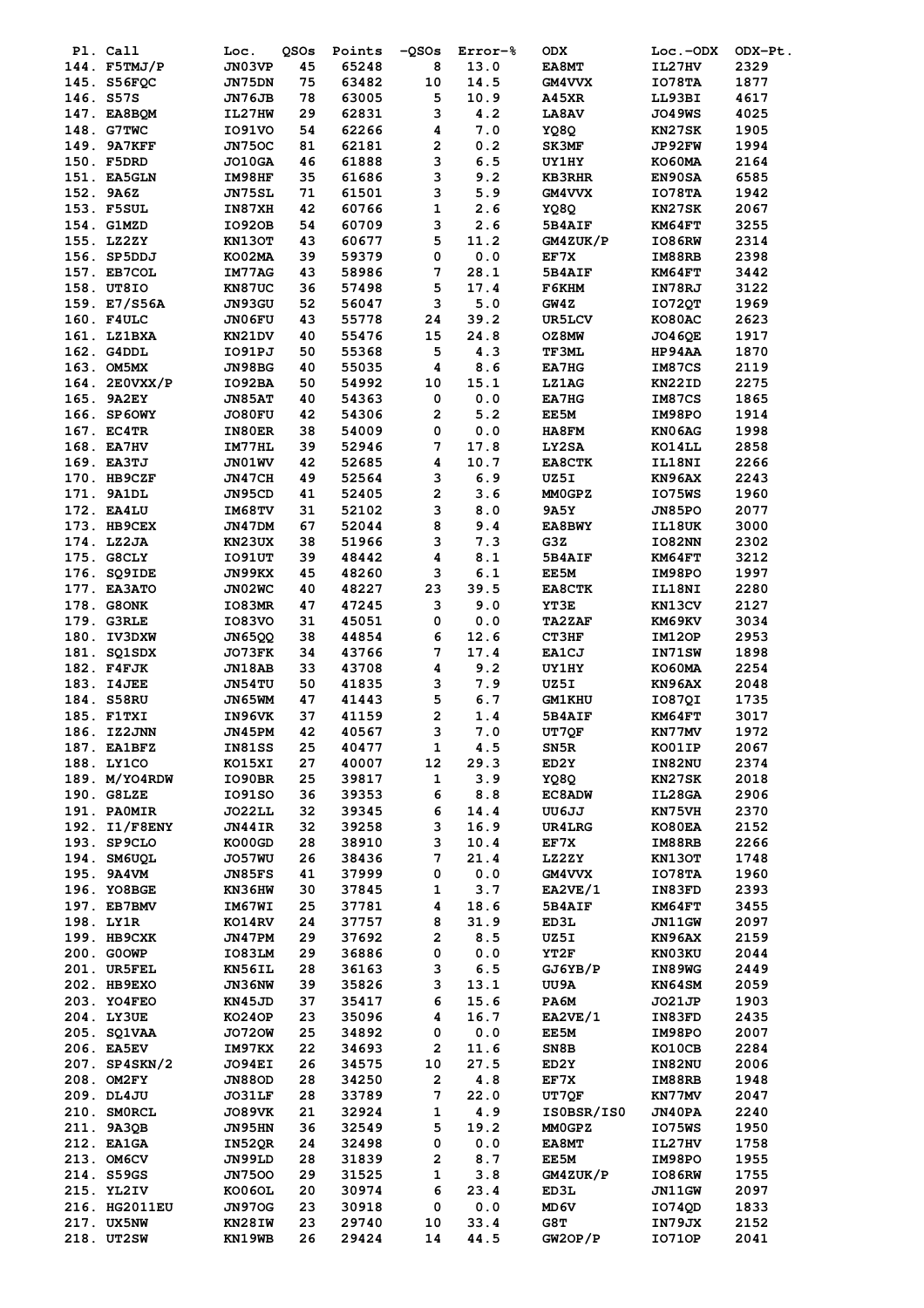| Pl. | Call | Loc. | QSOs | Points | -QSOs | Error-% | ODX | Loc.-ODX | ODX-Pt. |
|---|---|---|---|---|---|---|---|---|---|
| 144. | F5TMJ/P | JN03VP | 45 | 65248 | 8 | 13.0 | EA8MT | IL27HV | 2329 |
| 145. | S56FQC | JN75DN | 75 | 63482 | 10 | 14.5 | GM4VVX | IO78TA | 1877 |
| 146. | S57S | JN76JB | 78 | 63005 | 5 | 10.9 | A45XR | LL93BI | 4617 |
| 147. | EA8BQM | IL27HW | 29 | 62831 | 3 | 4.2 | LA8AV | JO49WS | 4025 |
| 148. | G7TWC | IO91VO | 54 | 62266 | 4 | 7.0 | YQ8Q | KN27SK | 1905 |
| 149. | 9A7KFF | JN75OC | 81 | 62181 | 2 | 0.2 | SK3MF | JP92FW | 1994 |
| 150. | F5DRD | JO10GA | 46 | 61888 | 3 | 6.5 | UY1HY | KO60MA | 2164 |
| 151. | EA5GLN | IM98HF | 35 | 61686 | 3 | 9.2 | KB3RHR | EN90SA | 6585 |
| 152. | 9A6Z | JN75SL | 71 | 61501 | 3 | 5.9 | GM4VVX | IO78TA | 1942 |
| 153. | F5SUL | IN87XH | 42 | 60766 | 1 | 2.6 | YQ8Q | KN27SK | 2067 |
| 154. | G1MZD | IO92OB | 54 | 60709 | 3 | 2.6 | 5B4AIF | KM64FT | 3255 |
| 155. | LZ2ZY | KN13OT | 43 | 60677 | 5 | 11.2 | GM4ZUK/P | IO86RW | 2314 |
| 156. | SP5DDJ | KO02MA | 39 | 59379 | 0 | 0.0 | EF7X | IM88RB | 2398 |
| 157. | EB7COL | IM77AG | 43 | 58986 | 7 | 28.1 | 5B4AIF | KM64FT | 3442 |
| 158. | UT8IO | KN87UC | 36 | 57498 | 5 | 17.4 | F6KHM | IN78RJ | 3122 |
| 159. | E7/S56A | JN93GU | 52 | 56047 | 3 | 5.0 | GW4Z | IO72QT | 1969 |
| 160. | F4ULC | JN06FU | 43 | 55778 | 24 | 39.2 | UR5LCV | KO80AC | 2623 |
| 161. | LZ1BXA | KN21DV | 40 | 55476 | 15 | 24.8 | OZ8MW | JO46QE | 1917 |
| 162. | G4DDL | IO91PJ | 50 | 55368 | 5 | 4.3 | TF3ML | HP94AA | 1870 |
| 163. | OM5MX | JN98BG | 40 | 55035 | 4 | 8.6 | EA7HG | IM87CS | 2119 |
| 164. | 2E0VXX/P | IO92BA | 50 | 54992 | 10 | 15.1 | LZ1AG | KN22ID | 2275 |
| 165. | 9A2EY | JN85AT | 40 | 54363 | 0 | 0.0 | EA7HG | IM87CS | 1865 |
| 166. | SP6OWY | JO80FU | 42 | 54306 | 2 | 5.2 | EE5M | IM98PO | 1914 |
| 167. | EC4TR | IN80ER | 38 | 54009 | 0 | 0.0 | HA8FM | KN06AG | 1998 |
| 168. | EA7HV | IM77HL | 39 | 52946 | 7 | 17.8 | LY2SA | KO14LL | 2858 |
| 169. | EA3TJ | JN01WV | 42 | 52685 | 4 | 10.7 | EA8CTK | IL18NI | 2266 |
| 170. | HB9CZF | JN47CH | 49 | 52564 | 3 | 6.9 | UZ5I | KN96AX | 2243 |
| 171. | 9A1DL | JN95CD | 41 | 52405 | 2 | 3.6 | MM0GPZ | IO75WS | 1960 |
| 172. | EA4LU | IM68TV | 31 | 52102 | 3 | 8.0 | 9A5Y | JN85PO | 2077 |
| 173. | HB9CEX | JN47DM | 67 | 52044 | 8 | 9.4 | EA8BWY | IL18UK | 3000 |
| 174. | LZ2JA | KN23UX | 38 | 51966 | 3 | 7.3 | G3Z | IO82NN | 2302 |
| 175. | G8CLY | IO91UT | 39 | 48442 | 4 | 8.1 | 5B4AIF | KM64FT | 3212 |
| 176. | SQ9IDE | JN99KX | 45 | 48260 | 3 | 6.1 | EE5M | IM98PO | 1997 |
| 177. | EA3ATO | JN02WC | 40 | 48227 | 23 | 39.5 | EA8CTK | IL18NI | 2280 |
| 178. | G8ONK | IO83MR | 47 | 47245 | 3 | 9.0 | YT3E | KN13CV | 2127 |
| 179. | G3RLE | IO83VO | 31 | 45051 | 0 | 0.0 | TA2ZAF | KM69KV | 3034 |
| 180. | IV3DXW | JN65QQ | 38 | 44854 | 6 | 12.6 | CT3HF | IM12OP | 2953 |
| 181. | SQ1SDX | JO73FK | 34 | 43766 | 7 | 17.4 | EA1CJ | IN71SW | 1898 |
| 182. | F4FJK | JN18AB | 33 | 43708 | 4 | 9.2 | UY1HY | KO60MA | 2254 |
| 183. | I4JEE | JN54TU | 50 | 41835 | 3 | 7.9 | UZ5I | KN96AX | 2048 |
| 184. | S58RU | JN65WM | 47 | 41443 | 5 | 6.7 | GM1KHU | IO87QI | 1735 |
| 185. | F1TXI | IN96VK | 37 | 41159 | 2 | 1.4 | 5B4AIF | KM64FT | 3017 |
| 186. | IZ2JNN | JN45PM | 42 | 40567 | 3 | 7.0 | UT7QF | KN77MV | 1972 |
| 187. | EA1BFZ | IN81SS | 25 | 40477 | 1 | 4.5 | SN5R | KO01IP | 2067 |
| 188. | LY1CO | KO15XI | 27 | 40007 | 12 | 29.3 | ED2Y | IN82NU | 2374 |
| 189. | M/YO4RDW | IO90BR | 25 | 39817 | 1 | 3.9 | YQ8Q | KN27SK | 2018 |
| 190. | G8LZE | IO91SO | 36 | 39353 | 6 | 8.8 | EC8ADW | IL28GA | 2906 |
| 191. | PA0MIR | JO22LL | 32 | 39345 | 6 | 14.4 | UU6JJ | KN75VH | 2370 |
| 192. | I1/F8ENY | JN44IR | 32 | 39258 | 3 | 16.9 | UR4LRG | KO80EA | 2152 |
| 193. | SP9CLO | KO00GD | 28 | 38910 | 3 | 10.4 | EF7X | IM88RB | 2266 |
| 194. | SM6UQL | JO57WU | 26 | 38436 | 7 | 21.4 | LZ2ZY | KN13OT | 1748 |
| 195. | 9A4VM | JN85FS | 41 | 37999 | 0 | 0.0 | GM4VVX | IO78TA | 1960 |
| 196. | YO8BGE | KN36HW | 30 | 37845 | 1 | 3.7 | EA2VE/1 | IN83FD | 2393 |
| 197. | EB7BMV | IM67WI | 25 | 37781 | 4 | 18.6 | 5B4AIF | KM64FT | 3455 |
| 198. | LY1R | KO14RV | 24 | 37757 | 8 | 31.9 | ED3L | JN11GW | 2097 |
| 199. | HB9CXK | JN47PM | 29 | 37692 | 2 | 8.5 | UZ5I | KN96AX | 2159 |
| 200. | G0OWP | IO83LM | 29 | 36886 | 0 | 0.0 | YT2F | KN03KU | 2044 |
| 201. | UR5FEL | KN56IL | 28 | 36163 | 3 | 6.5 | GJ6YB/P | IN89WG | 2449 |
| 202. | HB9EXO | JN36NW | 39 | 35826 | 3 | 13.1 | UU9A | KN64SM | 2059 |
| 203. | YO4FEO | KN45JD | 37 | 35417 | 6 | 15.6 | PA6M | JO21JP | 1903 |
| 204. | LY3UE | KO24OP | 23 | 35096 | 4 | 16.7 | EA2VE/1 | IN83FD | 2435 |
| 205. | SQ1VAA | JO72OW | 25 | 34892 | 0 | 0.0 | EE5M | IM98PO | 2007 |
| 206. | EA5EV | IM97KX | 22 | 34693 | 2 | 11.6 | SN8B | KO10CB | 2284 |
| 207. | SP4SKN/2 | JO94EI | 26 | 34575 | 10 | 27.5 | ED2Y | IN82NU | 2006 |
| 208. | OM2FY | JN88OD | 28 | 34250 | 2 | 4.8 | EF7X | IM88RB | 1948 |
| 209. | DL4JU | JO31LF | 28 | 33789 | 7 | 22.0 | UT7QF | KN77MV | 2047 |
| 210. | SM0RCL | JO89VK | 21 | 32924 | 1 | 4.9 | IS0BSR/IS0 | JN40PA | 2240 |
| 211. | 9A3QB | JN95HN | 36 | 32549 | 5 | 19.2 | MM0GPZ | IO75WS | 1950 |
| 212. | EA1GA | IN52QR | 24 | 32498 | 0 | 0.0 | EA8MT | IL27HV | 1758 |
| 213. | OM6CV | JN99LD | 28 | 31839 | 2 | 8.7 | EE5M | IM98PO | 1955 |
| 214. | S59GS | JN75OO | 29 | 31525 | 1 | 3.8 | GM4ZUK/P | IO86RW | 1755 |
| 215. | YL2IV | KO06OL | 20 | 30974 | 6 | 23.4 | ED3L | JN11GW | 2097 |
| 216. | HG2011EU | JN97OG | 23 | 30918 | 0 | 0.0 | MD6V | IO74QD | 1833 |
| 217. | UX5NW | KN28IW | 23 | 29740 | 10 | 33.4 | G8T | IN79JX | 2152 |
| 218. | UT2SW | KN19WB | 26 | 29424 | 14 | 44.5 | GW2OP/P | IO71OP | 2041 |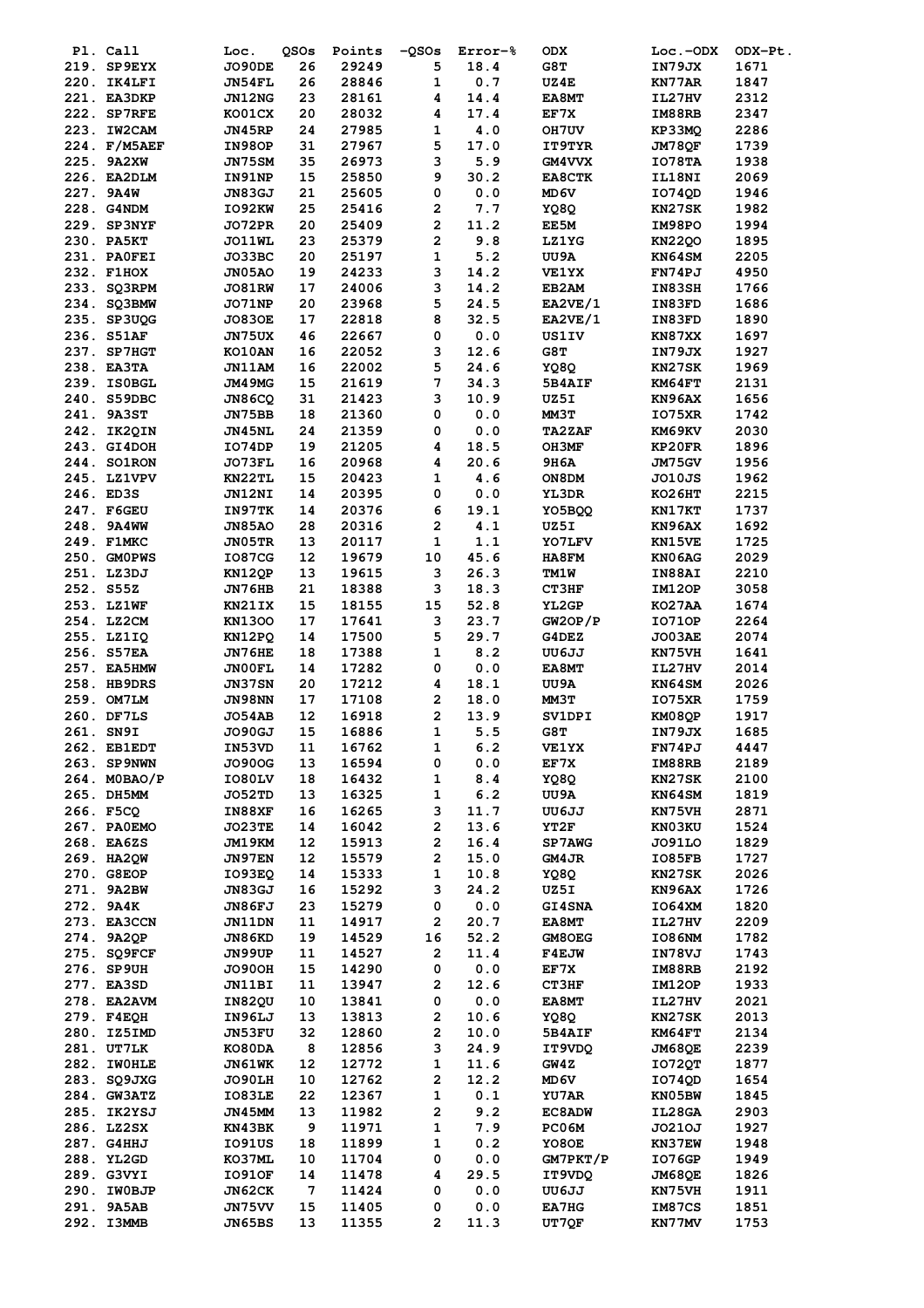| Pl. | Call | Loc. | QSOs | Points | -QSOs | Error-% | ODX | Loc.-ODX | ODX-Pt. |
|---|---|---|---|---|---|---|---|---|---|
| 219. | SP9EYX | JO90DE | 26 | 29249 | 5 | 18.4 | G8T | IN79JX | 1671 |
| 220. | IK4LFI | JN54FL | 26 | 28846 | 1 | 0.7 | UZ4E | KN77AR | 1847 |
| 221. | EA3DKP | JN12NG | 23 | 28161 | 4 | 14.4 | EA8MT | IL27HV | 2312 |
| 222. | SP7RFE | KO01CX | 20 | 28032 | 4 | 17.4 | EF7X | IM88RB | 2347 |
| 223. | IW2CAM | JN45RP | 24 | 27985 | 1 | 4.0 | OH7UV | KP33MQ | 2286 |
| 224. | F/M5AEF | IN98OP | 31 | 27967 | 5 | 17.0 | IT9TYR | JM78QF | 1739 |
| 225. | 9A2XW | JN75SM | 35 | 26973 | 3 | 5.9 | GM4VVX | IO78TA | 1938 |
| 226. | EA2DLM | IN91NP | 15 | 25850 | 9 | 30.2 | EA8CTK | IL18NI | 2069 |
| 227. | 9A4W | JN83GJ | 21 | 25605 | 0 | 0.0 | MD6V | IO74QD | 1946 |
| 228. | G4NDM | IO92KW | 25 | 25416 | 2 | 7.7 | YQ8Q | KN27SK | 1982 |
| 229. | SP3NYF | JO72PR | 20 | 25409 | 2 | 11.2 | EE5M | IM98PO | 1994 |
| 230. | PA5KT | JO11WL | 23 | 25379 | 2 | 9.8 | LZ1YG | KN22QO | 1895 |
| 231. | PA0FEI | JO33BC | 20 | 25197 | 1 | 5.2 | UU9A | KN64SM | 2205 |
| 232. | F1HOX | JN05AO | 19 | 24233 | 3 | 14.2 | VE1YX | FN74PJ | 4950 |
| 233. | SQ3RPM | JO81RW | 17 | 24006 | 3 | 14.2 | EB2AM | IN83SH | 1766 |
| 234. | SQ3BMW | JO71NP | 20 | 23968 | 5 | 24.5 | EA2VE/1 | IN83FD | 1686 |
| 235. | SP3UQG | JO83OE | 17 | 22818 | 8 | 32.5 | EA2VE/1 | IN83FD | 1890 |
| 236. | S51AF | JN75UX | 46 | 22667 | 0 | 0.0 | US1IV | KN87XX | 1697 |
| 237. | SP7HGT | KO10AN | 16 | 22052 | 3 | 12.6 | G8T | IN79JX | 1927 |
| 238. | EA3TA | JN11AM | 16 | 22002 | 5 | 24.6 | YQ8Q | KN27SK | 1969 |
| 239. | IS0BGL | JM49MG | 15 | 21619 | 7 | 34.3 | 5B4AIF | KM64FT | 2131 |
| 240. | S59DBC | JN86CQ | 31 | 21423 | 3 | 10.9 | UZ5I | KN96AX | 1656 |
| 241. | 9A3ST | JN75BB | 18 | 21360 | 0 | 0.0 | MM3T | IO75XR | 1742 |
| 242. | IK2QIN | JN45NL | 24 | 21359 | 0 | 0.0 | TA2ZAF | KM69KV | 2030 |
| 243. | GI4DOH | IO74DP | 19 | 21205 | 4 | 18.5 | OH3MF | KP20FR | 1896 |
| 244. | SO1RON | JO73FL | 16 | 20968 | 4 | 20.6 | 9H6A | JM75GV | 1956 |
| 245. | LZ1VPV | KN22TL | 15 | 20423 | 1 | 4.6 | ON8DM | JO10JS | 1962 |
| 246. | ED3S | JN12NI | 14 | 20395 | 0 | 0.0 | YL3DR | KO26HT | 2215 |
| 247. | F6GEU | IN97TK | 14 | 20376 | 6 | 19.1 | YO5BQQ | KN17KT | 1737 |
| 248. | 9A4WW | JN85AO | 28 | 20316 | 2 | 4.1 | UZ5I | KN96AX | 1692 |
| 249. | F1MKC | JN05TR | 13 | 20117 | 1 | 1.1 | YO7LFV | KN15VE | 1725 |
| 250. | GM0PWS | IO87CG | 12 | 19679 | 10 | 45.6 | HA8FM | KN06AG | 2029 |
| 251. | LZ3DJ | KN12QP | 13 | 19615 | 3 | 26.3 | TM1W | IN88AI | 2210 |
| 252. | S55Z | JN76HB | 21 | 18388 | 3 | 18.3 | CT3HF | IM12OP | 3058 |
| 253. | LZ1WF | KN21IX | 15 | 18155 | 15 | 52.8 | YL2GP | KO27AA | 1674 |
| 254. | LZ2CM | KN13OO | 17 | 17641 | 3 | 23.7 | GW2OP/P | IO71OP | 2264 |
| 255. | LZ1IQ | KN12PQ | 14 | 17500 | 5 | 29.7 | G4DEZ | JO03AE | 2074 |
| 256. | S57EA | JN76HE | 18 | 17388 | 1 | 8.2 | UU6JJ | KN75VH | 1641 |
| 257. | EA5HMW | JN00FL | 14 | 17282 | 0 | 0.0 | EA8MT | IL27HV | 2014 |
| 258. | HB9DRS | JN37SN | 20 | 17212 | 4 | 18.1 | UU9A | KN64SM | 2026 |
| 259. | OM7LM | JN98NN | 17 | 17108 | 2 | 18.0 | MM3T | IO75XR | 1759 |
| 260. | DF7LS | JO54AB | 12 | 16918 | 2 | 13.9 | SV1DPI | KM08QP | 1917 |
| 261. | SN9I | JO90GJ | 15 | 16886 | 1 | 5.5 | G8T | IN79JX | 1685 |
| 262. | EB1EDT | IN53VD | 11 | 16762 | 1 | 6.2 | VE1YX | FN74PJ | 4447 |
| 263. | SP9NWN | JO90OG | 13 | 16594 | 0 | 0.0 | EF7X | IM88RB | 2189 |
| 264. | M0BAO/P | IO80LV | 18 | 16432 | 1 | 8.4 | YQ8Q | KN27SK | 2100 |
| 265. | DH5MM | JO52TD | 13 | 16325 | 1 | 6.2 | UU9A | KN64SM | 1819 |
| 266. | F5CQ | IN88XF | 16 | 16265 | 3 | 11.7 | UU6JJ | KN75VH | 2871 |
| 267. | PA0EMO | JO23TE | 14 | 16042 | 2 | 13.6 | YT2F | KN03KU | 1524 |
| 268. | EA6ZS | JM19KM | 12 | 15913 | 2 | 16.4 | SP7AWG | JO91LO | 1829 |
| 269. | HA2QW | JN97EN | 12 | 15579 | 2 | 15.0 | GM4JR | IO85FB | 1727 |
| 270. | G8EOP | IO93EQ | 14 | 15333 | 1 | 10.8 | YQ8Q | KN27SK | 2026 |
| 271. | 9A2BW | JN83GJ | 16 | 15292 | 3 | 24.2 | UZ5I | KN96AX | 1726 |
| 272. | 9A4K | JN86FJ | 23 | 15279 | 0 | 0.0 | GI4SNA | IO64XM | 1820 |
| 273. | EA3CCN | JN11DN | 11 | 14917 | 2 | 20.7 | EA8MT | IL27HV | 2209 |
| 274. | 9A2QP | JN86KD | 19 | 14529 | 16 | 52.2 | GM8OEG | IO86NM | 1782 |
| 275. | SQ9FCF | JN99UP | 11 | 14527 | 2 | 11.4 | F4EJW | IN78VJ | 1743 |
| 276. | SP9UH | JO90OH | 15 | 14290 | 0 | 0.0 | EF7X | IM88RB | 2192 |
| 277. | EA3SD | JN11BI | 11 | 13947 | 2 | 12.6 | CT3HF | IM12OP | 1933 |
| 278. | EA2AVM | IN82QU | 10 | 13841 | 0 | 0.0 | EA8MT | IL27HV | 2021 |
| 279. | F4EQH | IN96LJ | 13 | 13813 | 2 | 10.6 | YQ8Q | KN27SK | 2013 |
| 280. | IZ5IMD | JN53FU | 32 | 12860 | 2 | 10.0 | 5B4AIF | KM64FT | 2134 |
| 281. | UT7LK | KO80DA | 8 | 12856 | 3 | 24.9 | IT9VDQ | JM68QE | 2239 |
| 282. | IW0HLE | JN61WK | 12 | 12772 | 1 | 11.6 | GW4Z | IO72QT | 1877 |
| 283. | SQ9JXG | JO90LH | 10 | 12762 | 2 | 12.2 | MD6V | IO74QD | 1654 |
| 284. | GW3ATZ | IO83LE | 22 | 12367 | 1 | 0.1 | YU7AR | KN05BW | 1845 |
| 285. | IK2YSJ | JN45MM | 13 | 11982 | 2 | 9.2 | EC8ADW | IL28GA | 2903 |
| 286. | LZ2SX | KN43BK | 9 | 11971 | 1 | 7.9 | PC06M | JO21OJ | 1927 |
| 287. | G4HHJ | IO91US | 18 | 11899 | 1 | 0.2 | YO8OE | KN37EW | 1948 |
| 288. | YL2GD | KO37ML | 10 | 11704 | 0 | 0.0 | GM7PKT/P | IO76GP | 1949 |
| 289. | G3VYI | IO91OF | 14 | 11478 | 4 | 29.5 | IT9VDQ | JM68QE | 1826 |
| 290. | IW0BJP | JN62CK | 7 | 11424 | 0 | 0.0 | UU6JJ | KN75VH | 1911 |
| 291. | 9A5AB | JN75VV | 15 | 11405 | 0 | 0.0 | EA7HG | IM87CS | 1851 |
| 292. | I3MMB | JN65BS | 13 | 11355 | 2 | 11.3 | UT7QF | KN77MV | 1753 |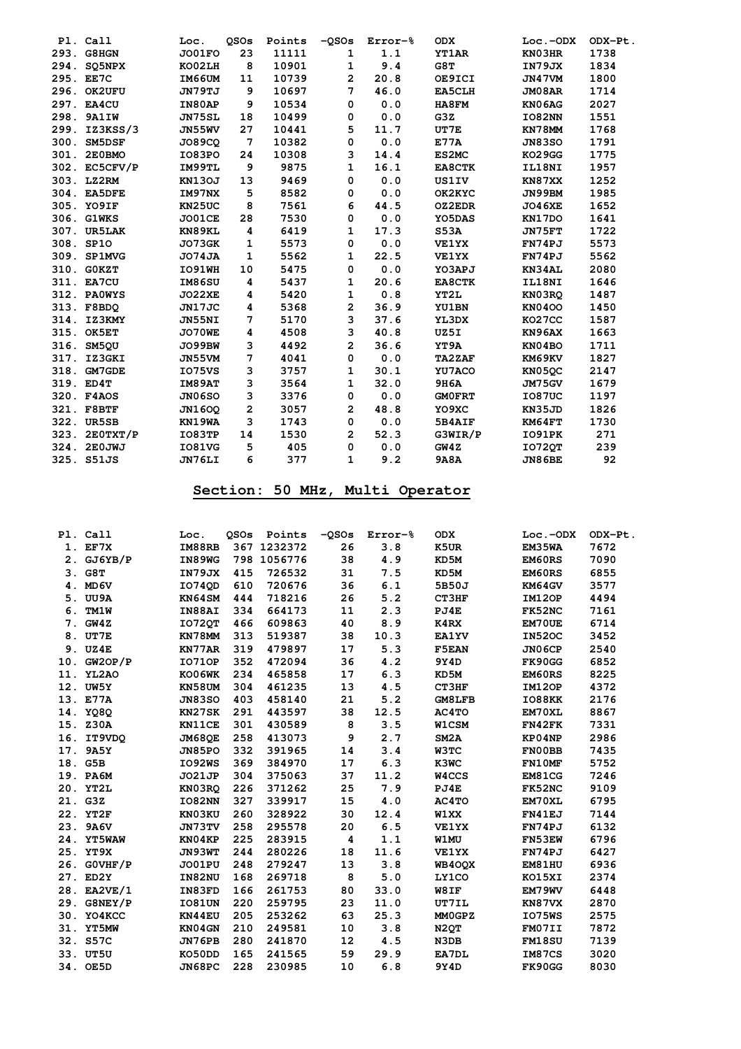| Pl. | Call | Loc. | QSOs | Points | -QSOs | Error-% | ODX | Loc.-ODX | ODX-Pt. |
|---|---|---|---|---|---|---|---|---|---|
| 293. | G8HGN | JO01FO | 23 | 11111 | 1 | 1.1 | YT1AR | KN03HR | 1738 |
| 294. | SQ5NPX | KO02LH | 8 | 10901 | 1 | 9.4 | G8T | IN79JX | 1834 |
| 295. | EE7C | IM66UM | 11 | 10739 | 2 | 20.8 | OE9ICI | JN47VM | 1800 |
| 296. | OK2UFU | JN79TJ | 9 | 10697 | 7 | 46.0 | EA5CLH | JM08AR | 1714 |
| 297. | EA4CU | IN80AP | 9 | 10534 | 0 | 0.0 | HA8FM | KN06AG | 2027 |
| 298. | 9A1IW | JN75SL | 18 | 10499 | 0 | 0.0 | G3Z | IO82NN | 1551 |
| 299. | IZ3KSS/3 | JN55WV | 27 | 10441 | 5 | 11.7 | UT7E | KN78MM | 1768 |
| 300. | SM5DSF | JO89CQ | 7 | 10382 | 0 | 0.0 | E77A | JN83SO | 1791 |
| 301. | 2E0BMO | IO83PO | 24 | 10308 | 3 | 14.4 | ES2MC | KO29GG | 1775 |
| 302. | EC5CFV/P | IM99TL | 9 | 9875 | 1 | 16.1 | EA8CTK | IL18NI | 1957 |
| 303. | LZ2RM | KN13OJ | 13 | 9469 | 0 | 0.0 | US1IV | KN87XX | 1252 |
| 304. | EA5DFE | IM97NX | 5 | 8582 | 0 | 0.0 | OK2KYC | JN99BM | 1985 |
| 305. | YO9IF | KN25UC | 8 | 7561 | 6 | 44.5 | OZ2EDR | JO46XE | 1652 |
| 306. | G1WKS | JO01CE | 28 | 7530 | 0 | 0.0 | YO5DAS | KN17DO | 1641 |
| 307. | UR5LAK | KN89KL | 4 | 6419 | 1 | 17.3 | S53A | JN75FT | 1722 |
| 308. | SP1O | JO73GK | 1 | 5573 | 0 | 0.0 | VE1YX | FN74PJ | 5573 |
| 309. | SP1MVG | JO74JA | 1 | 5562 | 1 | 22.5 | VE1YX | FN74PJ | 5562 |
| 310. | G0KZT | IO91WH | 10 | 5475 | 0 | 0.0 | YO3APJ | KN34AL | 2080 |
| 311. | EA7CU | IM86SU | 4 | 5437 | 1 | 20.6 | EA8CTK | IL18NI | 1646 |
| 312. | PA0WYS | JO22XE | 4 | 5420 | 1 | 0.8 | YT2L | KN03RQ | 1487 |
| 313. | F8BDQ | JN17JC | 4 | 5368 | 2 | 36.9 | YU1BN | KN04OO | 1450 |
| 314. | IZ3KMY | JN55NI | 7 | 5170 | 3 | 37.6 | YL3DX | KO27CC | 1587 |
| 315. | OK5ET | JO70WE | 4 | 4508 | 3 | 40.8 | UZ5I | KN96AX | 1663 |
| 316. | SM5QU | JO99BW | 3 | 4492 | 2 | 36.6 | YT9A | KN04BO | 1711 |
| 317. | IZ3GKI | JN55VM | 7 | 4041 | 0 | 0.0 | TA2ZAF | KM69KV | 1827 |
| 318. | GM7GDE | IO75VS | 3 | 3757 | 1 | 30.1 | YU7ACO | KN05QC | 2147 |
| 319. | ED4T | IM89AT | 3 | 3564 | 1 | 32.0 | 9H6A | JM75GV | 1679 |
| 320. | F4AOS | JN06SO | 3 | 3376 | 0 | 0.0 | GM0FRT | IO87UC | 1197 |
| 321. | F8BTF | JN16OQ | 2 | 3057 | 2 | 48.8 | YO9XC | KN35JD | 1826 |
| 322. | UR5SB | KN19WA | 3 | 1743 | 0 | 0.0 | 5B4AIF | KM64FT | 1730 |
| 323. | 2E0TXT/P | IO83TP | 14 | 1530 | 2 | 52.3 | G3WIR/P | IO91PK | 271 |
| 324. | 2E0JWJ | IO81VG | 5 | 405 | 0 | 0.0 | GW4Z | IO72QT | 239 |
| 325. | S51JS | JN76LI | 6 | 377 | 1 | 9.2 | 9A8A | JN86BE | 92 |

## Section: 50 MHz, Multi Operator

| Pl. | Call | Loc. | QSOs | Points | -QSOs | Error-% | ODX | Loc.-ODX | ODX-Pt. |
|---|---|---|---|---|---|---|---|---|---|
| 1. | EF7X | IM88RB | 367 | 1232372 | 26 | 3.8 | K5UR | EM35WA | 7672 |
| 2. | GJ6YB/P | IN89WG | 798 | 1056776 | 38 | 4.9 | KD5M | EM60RS | 7090 |
| 3. | G8T | IN79JX | 415 | 726532 | 31 | 7.5 | KD5M | EM60RS | 6855 |
| 4. | MD6V | IO74QD | 610 | 720676 | 36 | 6.1 | 5B50J | KM64GV | 3577 |
| 5. | UU9A | KN64SM | 444 | 718216 | 26 | 5.2 | CT3HF | IM12OP | 4494 |
| 6. | TM1W | IN88AI | 334 | 664173 | 11 | 2.3 | PJ4E | FK52NC | 7161 |
| 7. | GW4Z | IO72QT | 466 | 609863 | 40 | 8.9 | K4RX | EM70UE | 6714 |
| 8. | UT7E | KN78MM | 313 | 519387 | 38 | 10.3 | EA1YV | IN52OC | 3452 |
| 9. | UZ4E | KN77AR | 319 | 479897 | 17 | 5.3 | F5EAN | JN06CP | 2540 |
| 10. | GW2OP/P | IO71OP | 352 | 472094 | 36 | 4.2 | 9Y4D | FK90GG | 6852 |
| 11. | YL2AO | KO06WK | 234 | 465858 | 17 | 6.3 | KD5M | EM60RS | 8225 |
| 12. | UW5Y | KN58UM | 304 | 461235 | 13 | 4.5 | CT3HF | IM12OP | 4372 |
| 13. | E77A | JN83SO | 403 | 458140 | 21 | 5.2 | GM8LFB | IO88KK | 2176 |
| 14. | YO8Q | KN27SK | 291 | 443597 | 38 | 12.5 | AC4TO | EM70XL | 8867 |
| 15. | Z30A | KN11CE | 301 | 430589 | 8 | 3.5 | W1CSM | FN42FK | 7331 |
| 16. | IT9VDQ | JM68QE | 258 | 413073 | 9 | 2.7 | SM2A | KP04NP | 2986 |
| 17. | 9A5Y | JN85PO | 332 | 391965 | 14 | 3.4 | W3TC | FN00BB | 7435 |
| 18. | G5B | IO92WS | 369 | 384970 | 17 | 6.3 | K3WC | FN10MF | 5752 |
| 19. | PA6M | JO21JP | 304 | 375063 | 37 | 11.2 | W4CCS | EM81CG | 7246 |
| 20. | YT2L | KN03RQ | 226 | 371262 | 25 | 7.9 | PJ4E | FK52NC | 9109 |
| 21. | G3Z | IO82NN | 327 | 339917 | 15 | 4.0 | AC4TO | EM70XL | 6795 |
| 22. | YT2F | KN03KU | 260 | 328922 | 30 | 12.4 | W1XX | FN41EJ | 7144 |
| 23. | 9A6V | JN73TV | 258 | 295578 | 20 | 6.5 | VE1YX | FN74PJ | 6132 |
| 24. | YT5WAW | KN04KP | 225 | 283915 | 4 | 1.1 | W1MU | FN53EW | 6796 |
| 25. | YT9X | JN93WT | 244 | 280226 | 18 | 11.6 | VE1YX | FN74PJ | 6427 |
| 26. | G0VHF/P | JO01PU | 248 | 279247 | 13 | 3.8 | WB4OQX | EM81HU | 6936 |
| 27. | ED2Y | IN82NU | 168 | 269718 | 8 | 5.0 | LY1CO | KO15XI | 2374 |
| 28. | EA2VE/1 | IN83FD | 166 | 261753 | 80 | 33.0 | W8IF | EM79WV | 6448 |
| 29. | G8NEY/P | IO81UN | 220 | 259795 | 23 | 11.0 | UT7IL | KN87VX | 2870 |
| 30. | YO4KCC | KN44EU | 205 | 253262 | 63 | 25.3 | MM0GPZ | IO75WS | 2575 |
| 31. | YT5MW | KN04GN | 210 | 249581 | 10 | 3.8 | N2QT | FM07II | 7872 |
| 32. | S57C | JN76PB | 280 | 241870 | 12 | 4.5 | N3DB | FM18SU | 7139 |
| 33. | UT5U | KO50DD | 165 | 241565 | 59 | 29.9 | EA7DL | IM87CS | 3020 |
| 34. | OE5D | JN68PC | 228 | 230985 | 10 | 6.8 | 9Y4D | FK90GG | 8030 |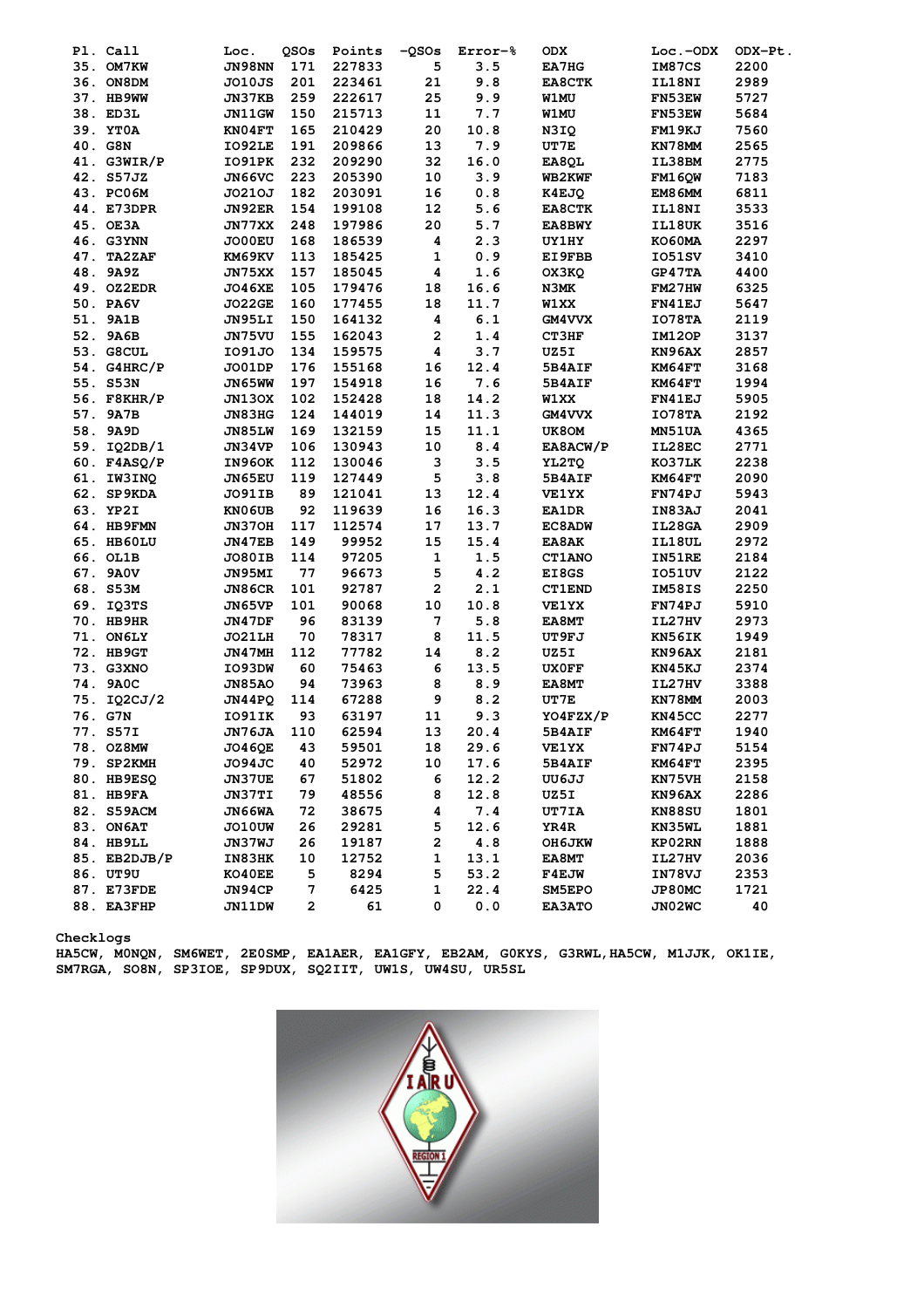| Pl. | Call | Loc. | QSOs | Points | -QSOs | Error-% | ODX | Loc.-ODX | ODX-Pt. |
|---|---|---|---|---|---|---|---|---|---|
| 35. | OM7KW | JN98NN | 171 | 227833 | 5 | 3.5 | EA7HG | IM87CS | 2200 |
| 36. | ON8DM | JO10JS | 201 | 223461 | 21 | 9.8 | EA8CTK | IL18NI | 2989 |
| 37. | HB9WW | JN37KB | 259 | 222617 | 25 | 9.9 | W1MU | FN53EW | 5727 |
| 38. | ED3L | JN11GW | 150 | 215713 | 11 | 7.7 | W1MU | FN53EW | 5684 |
| 39. | YT0A | KN04FT | 165 | 210429 | 20 | 10.8 | N3IQ | FM19KJ | 7560 |
| 40. | G8N | IO92LE | 191 | 209866 | 13 | 7.9 | UT7E | KN78MM | 2565 |
| 41. | G3WIR/P | IO91PK | 232 | 209290 | 32 | 16.0 | EA8QL | IL38BM | 2775 |
| 42. | S57JZ | JN66VC | 223 | 205390 | 10 | 3.9 | WB2KWF | FM16QW | 7183 |
| 43. | PC06M | JO21OJ | 182 | 203091 | 16 | 0.8 | K4EJQ | EM86MM | 6811 |
| 44. | E73DPR | JN92ER | 154 | 199108 | 12 | 5.6 | EA8CTK | IL18NI | 3533 |
| 45. | OE3A | JN77XX | 248 | 197986 | 20 | 5.7 | EA8BWY | IL18UK | 3516 |
| 46. | G3YNN | JO00EU | 168 | 186539 | 4 | 2.3 | UY1HY | KO60MA | 2297 |
| 47. | TA2ZAF | KM69KV | 113 | 185425 | 1 | 0.9 | EI9FBB | IO51SV | 3410 |
| 48. | 9A9Z | JN75XX | 157 | 185045 | 4 | 1.6 | OX3KQ | GP47TA | 4400 |
| 49. | OZ2EDR | JO46XE | 105 | 179476 | 18 | 16.6 | N3MK | FM27HW | 6325 |
| 50. | PA6V | JO22GE | 160 | 177455 | 18 | 11.7 | W1XX | FN41EJ | 5647 |
| 51. | 9A1B | JN95LI | 150 | 164132 | 4 | 6.1 | GM4VVX | IO78TA | 2119 |
| 52. | 9A6B | JN75VU | 155 | 162043 | 2 | 1.4 | CT3HF | IM12OP | 3137 |
| 53. | G8CUL | IO91JO | 134 | 159575 | 4 | 3.7 | UZ5I | KN96AX | 2857 |
| 54. | G4HRC/P | JO01DP | 176 | 155168 | 16 | 12.4 | 5B4AIF | KM64FT | 3168 |
| 55. | S53N | JN65WW | 197 | 154918 | 16 | 7.6 | 5B4AIF | KM64FT | 1994 |
| 56. | F8KHR/P | JN13OX | 102 | 152428 | 18 | 14.2 | W1XX | FN41EJ | 5905 |
| 57. | 9A7B | JN83HG | 124 | 144019 | 14 | 11.3 | GM4VVX | IO78TA | 2192 |
| 58. | 9A9D | JN85LW | 169 | 132159 | 15 | 11.1 | UK8OM | MN51UA | 4365 |
| 59. | IQ2DB/1 | JN34VP | 106 | 130943 | 10 | 8.4 | EA8ACW/P | IL28EC | 2771 |
| 60. | F4ASQ/P | IN96OK | 112 | 130046 | 3 | 3.5 | YL2TQ | KO37LK | 2238 |
| 61. | IW3INQ | JN65EU | 119 | 127449 | 5 | 3.8 | 5B4AIF | KM64FT | 2090 |
| 62. | SP9KDA | JO91IB | 89 | 121041 | 13 | 12.4 | VE1YX | FN74PJ | 5943 |
| 63. | YP2I | KN06UB | 92 | 119639 | 16 | 16.3 | EA1DR | IN83AJ | 2041 |
| 64. | HB9FMN | JN37OH | 117 | 112574 | 17 | 13.7 | EC8ADW | IL28GA | 2909 |
| 65. | HB60LU | JN47EB | 149 | 99952 | 15 | 15.4 | EA8AK | IL18UL | 2972 |
| 66. | OL1B | JO80IB | 114 | 97205 | 1 | 1.5 | CT1ANO | IN51RE | 2184 |
| 67. | 9A0V | JN95MI | 77 | 96673 | 5 | 4.2 | EI8GS | IO51UV | 2122 |
| 68. | S53M | JN86CR | 101 | 92787 | 2 | 2.1 | CT1END | IM58IS | 2250 |
| 69. | IQ3TS | JN65VP | 101 | 90068 | 10 | 10.8 | VE1YX | FN74PJ | 5910 |
| 70. | HB9HR | JN47DF | 96 | 83139 | 7 | 5.8 | EA8MT | IL27HV | 2973 |
| 71. | ON6LY | JO21LH | 70 | 78317 | 8 | 11.5 | UT9FJ | KN56IK | 1949 |
| 72. | HB9GT | JN47MH | 112 | 77782 | 14 | 8.2 | UZ5I | KN96AX | 2181 |
| 73. | G3XNO | IO93DW | 60 | 75463 | 6 | 13.5 | UX0FF | KN45KJ | 2374 |
| 74. | 9A0C | JN85AO | 94 | 73963 | 8 | 8.9 | EA8MT | IL27HV | 3388 |
| 75. | IQ2CJ/2 | JN44PQ | 114 | 67288 | 9 | 8.2 | UT7E | KN78MM | 2003 |
| 76. | G7N | IO91IK | 93 | 63197 | 11 | 9.3 | YO4FZX/P | KN45CC | 2277 |
| 77. | S57I | JN76JA | 110 | 62594 | 13 | 20.4 | 5B4AIF | KM64FT | 1940 |
| 78. | OZ8MW | JO46QE | 43 | 59501 | 18 | 29.6 | VE1YX | FN74PJ | 5154 |
| 79. | SP2KMH | JO94JC | 40 | 52972 | 10 | 17.6 | 5B4AIF | KM64FT | 2395 |
| 80. | HB9ESQ | JN37UE | 67 | 51802 | 6 | 12.2 | UU6JJ | KN75VH | 2158 |
| 81. | HB9FA | JN37TI | 79 | 48556 | 8 | 12.8 | UZ5I | KN96AX | 2286 |
| 82. | S59ACM | JN66WA | 72 | 38675 | 4 | 7.4 | UT7IA | KN88SU | 1801 |
| 83. | ON6AT | JO10UW | 26 | 29281 | 5 | 12.6 | YR4R | KN35WL | 1881 |
| 84. | HB9LL | JN37WJ | 26 | 19187 | 2 | 4.8 | OH6JKW | KP02RN | 1888 |
| 85. | EB2DJB/P | IN83HK | 10 | 12752 | 1 | 13.1 | EA8MT | IL27HV | 2036 |
| 86. | UT9U | KO40EE | 5 | 8294 | 5 | 53.2 | F4EJW | IN78VJ | 2353 |
| 87. | E73FDE | JN94CP | 7 | 6425 | 1 | 22.4 | SM5EPO | JP80MC | 1721 |
| 88. | EA3FHP | JN11DW | 2 | 61 | 0 | 0.0 | EA3ATO | JN02WC | 40 |

**Checklogs**

HA5CW, M0NQN, SM6WET, 2E0SMP, EA1AER, EA1GFY, EB2AM, G0KYS, G3RWL,HA5CW, M1JJK, OK1IE, SM7RGA, SO8N, SP3IOE, SP9DUX, SQ2IIT, UW1S, UW4SU, UR5SL